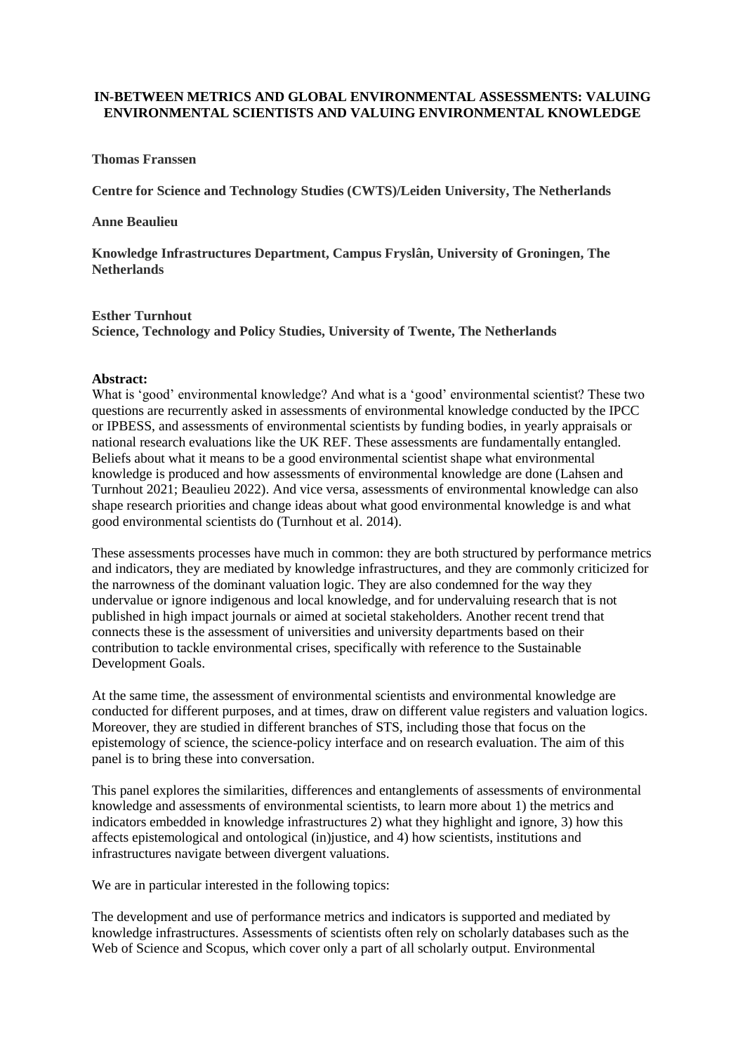**IN-BETWEEN METRICS AND GLOBAL ENVIRONMENTAL ASSESSMENTS: VALUING ENVIRONMENTAL SCIENTISTS AND VALUING ENVIRONMENTAL KNOWLEDGE**

**Thomas Franssen**

**Centre for Science and Technology Studies (CWTS)/Leiden University, The Netherlands**

**Anne Beaulieu**

**Knowledge Infrastructures Department, Campus Fryslân, University of Groningen, The Netherlands**

**Esther Turnhout**
**Science, Technology and Policy Studies, University of Twente, The Netherlands**

**Abstract:**
What is 'good' environmental knowledge? And what is a 'good' environmental scientist? These two questions are recurrently asked in assessments of environmental knowledge conducted by the IPCC or IPBESS, and assessments of environmental scientists by funding bodies, in yearly appraisals or national research evaluations like the UK REF. These assessments are fundamentally entangled. Beliefs about what it means to be a good environmental scientist shape what environmental knowledge is produced and how assessments of environmental knowledge are done (Lahsen and Turnhout 2021; Beaulieu 2022). And vice versa, assessments of environmental knowledge can also shape research priorities and change ideas about what good environmental knowledge is and what good environmental scientists do (Turnhout et al. 2014).

These assessments processes have much in common: they are both structured by performance metrics and indicators, they are mediated by knowledge infrastructures, and they are commonly criticized for the narrowness of the dominant valuation logic. They are also condemned for the way they undervalue or ignore indigenous and local knowledge, and for undervaluing research that is not published in high impact journals or aimed at societal stakeholders. Another recent trend that connects these is the assessment of universities and university departments based on their contribution to tackle environmental crises, specifically with reference to the Sustainable Development Goals.

At the same time, the assessment of environmental scientists and environmental knowledge are conducted for different purposes, and at times, draw on different value registers and valuation logics. Moreover, they are studied in different branches of STS, including those that focus on the epistemology of science, the science-policy interface and on research evaluation. The aim of this panel is to bring these into conversation.

This panel explores the similarities, differences and entanglements of assessments of environmental knowledge and assessments of environmental scientists, to learn more about 1) the metrics and indicators embedded in knowledge infrastructures 2) what they highlight and ignore, 3) how this affects epistemological and ontological (in)justice, and 4) how scientists, institutions and infrastructures navigate between divergent valuations.

We are in particular interested in the following topics:

The development and use of performance metrics and indicators is supported and mediated by knowledge infrastructures. Assessments of scientists often rely on scholarly databases such as the Web of Science and Scopus, which cover only a part of all scholarly output. Environmental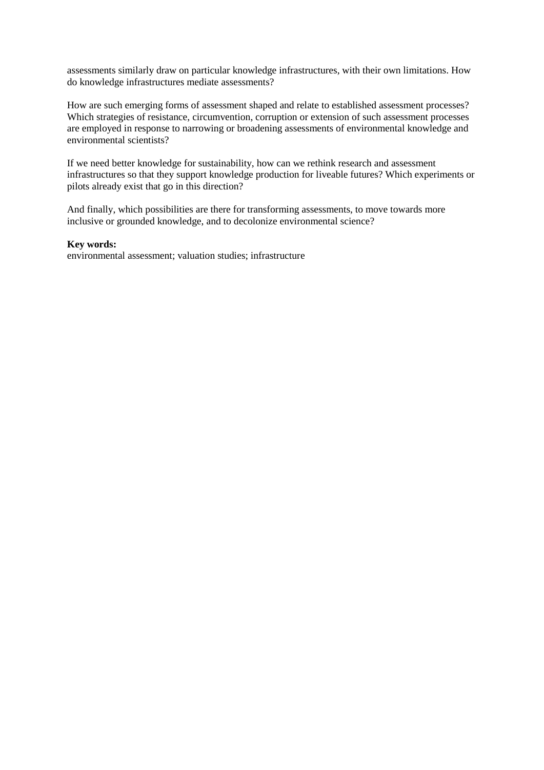assessments similarly draw on particular knowledge infrastructures, with their own limitations. How do knowledge infrastructures mediate assessments?

How are such emerging forms of assessment shaped and relate to established assessment processes? Which strategies of resistance, circumvention, corruption or extension of such assessment processes are employed in response to narrowing or broadening assessments of environmental knowledge and environmental scientists?

If we need better knowledge for sustainability, how can we rethink research and assessment infrastructures so that they support knowledge production for liveable futures? Which experiments or pilots already exist that go in this direction?

And finally, which possibilities are there for transforming assessments, to move towards more inclusive or grounded knowledge, and to decolonize environmental science?

**Key words:**
environmental assessment; valuation studies; infrastructure